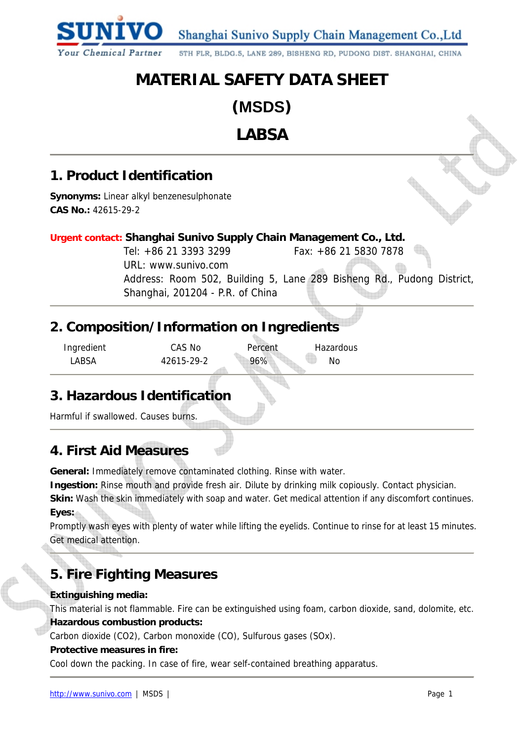# MATERIAL SAFETY DATA SHEET

# (MSDS)

# LABSA

## 1. Product Identification

**Synonyms:** Linear alkyl benzenesulphonate
**CAS No.:** 42615-29-2

**Urgent contact: Shanghai Sunivo Supply Chain Management Co., Ltd.**
Tel: +86 21 3393 3299 Fax: +86 21 5830 7878
URL: www.sunivo.com
Address: Room 502, Building 5, Lane 289 Bisheng Rd., Pudong District, Shanghai, 201204 - P.R. of China

## 2. Composition/Information on Ingredients

| Ingredient | CAS No | Percent | Hazardous |
|---|---|---|---|
| LABSA | 42615-29-2 | 96% | No |

## 3. Hazardous Identification

Harmful if swallowed. Causes burns.

## 4. First Aid Measures

**General:** Immediately remove contaminated clothing. Rinse with water.
**Ingestion:** Rinse mouth and provide fresh air. Dilute by drinking milk copiously. Contact physician.
**Skin:** Wash the skin immediately with soap and water. Get medical attention if any discomfort continues.
**Eyes:**
Promptly wash eyes with plenty of water while lifting the eyelids. Continue to rinse for at least 15 minutes. Get medical attention.

## 5. Fire Fighting Measures

**Extinguishing media:**
This material is not flammable. Fire can be extinguished using foam, carbon dioxide, sand, dolomite, etc.
**Hazardous combustion products:**
Carbon dioxide ($CO_2$), Carbon monoxide (CO), Sulfurous gases ($SO_x$).
**Protective measures in fire:**
Cool down the packing. In case of fire, wear self-contained breathing apparatus.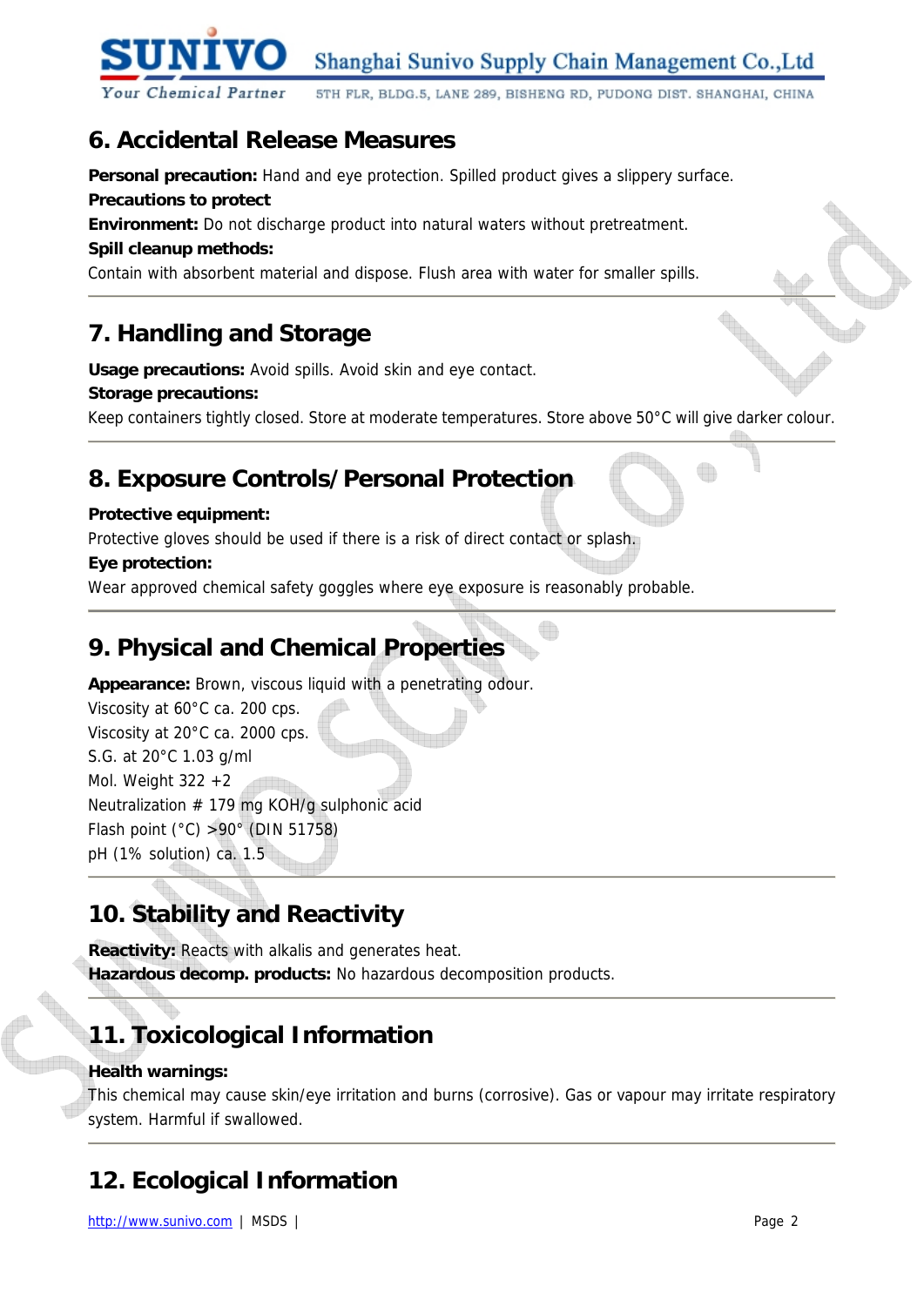## 6. Accidental Release Measures

**Personal precaution:** Hand and eye protection. Spilled product gives a slippery surface.
**Precautions to protect**
**Environment:** Do not discharge product into natural waters without pretreatment.
**Spill cleanup methods:**
Contain with absorbent material and dispose. Flush area with water for smaller spills.

## 7. Handling and Storage

**Usage precautions:** Avoid spills. Avoid skin and eye contact.
**Storage precautions:**
Keep containers tightly closed. Store at moderate temperatures. Store above 50°C will give darker colour.

## 8. Exposure Controls/Personal Protection

**Protective equipment:**
Protective gloves should be used if there is a risk of direct contact or splash.
**Eye protection:**
Wear approved chemical safety goggles where eye exposure is reasonably probable.

## 9. Physical and Chemical Properties

**Appearance:** Brown, viscous liquid with a penetrating odour.
Viscosity at 60°C ca. 200 cps.
Viscosity at 20°C ca. 2000 cps.
S.G. at 20°C 1.03 g/ml
Mol. Weight 322 +2
Neutralization # 179 mg KOH/g sulphonic acid
Flash point (°C) >90° (DIN 51758)
pH (1% solution) ca. 1.5

## 10. Stability and Reactivity

**Reactivity:** Reacts with alkalis and generates heat.
**Hazardous decomp. products:** No hazardous decomposition products.

## 11. Toxicological Information

**Health warnings:**
This chemical may cause skin/eye irritation and burns (corrosive). Gas or vapour may irritate respiratory system. Harmful if swallowed.

## 12. Ecological Information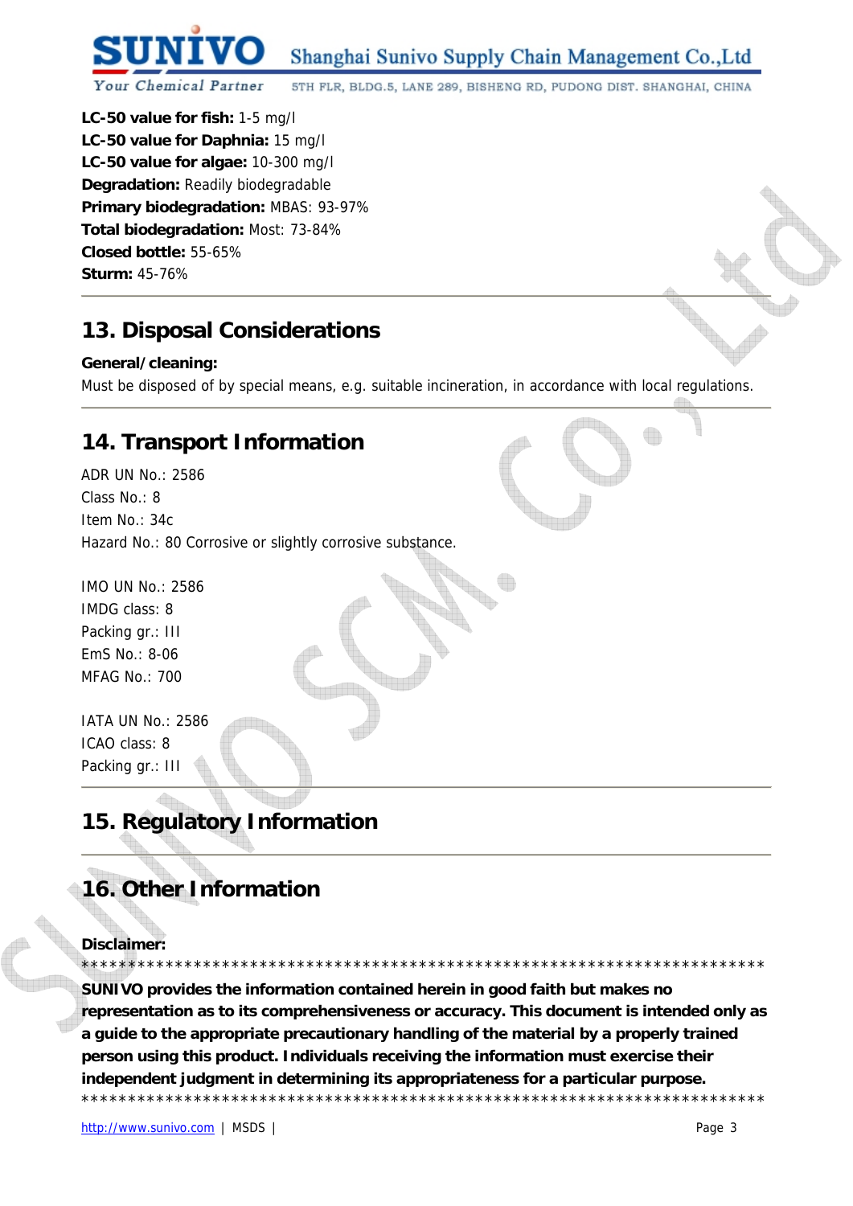**LC-50 value for fish:** 1-5 mg/l
**LC-50 value for Daphnia:** 15 mg/l
**LC-50 value for algae:** 10-300 mg/l
**Degradation:** Readily biodegradable
**Primary biodegradation:** MBAS: 93-97%
**Total biodegradation:** Most: 73-84%
**Closed bottle:** 55-65%
**Sturm:** 45-76%

---

## 13. Disposal Considerations

**General/cleaning:**
Must be disposed of by special means, e.g. suitable incineration, in accordance with local regulations.

---

## 14. Transport Information

ADR UN No.: 2586
Class No.: 8
Item No.: 34c
Hazard No.: 80 Corrosive or slightly corrosive substance.

IMO UN No.: 2586
IMDG class: 8
Packing gr.: III
EmS No.: 8-06
MFAG No.: 700

IATA UN No.: 2586
ICAO class: 8
Packing gr.: III

---

## 15. Regulatory Information

---

## 16. Other Information

**Disclaimer:**
*************************************************************************
**SUNIVO provides the information contained herein in good faith but makes no representation as to its comprehensiveness or accuracy. This document is intended only as a guide to the appropriate precautionary handling of the material by a properly trained person using this product. Individuals receiving the information must exercise their independent judgment in determining its appropriateness for a particular purpose.**
*************************************************************************